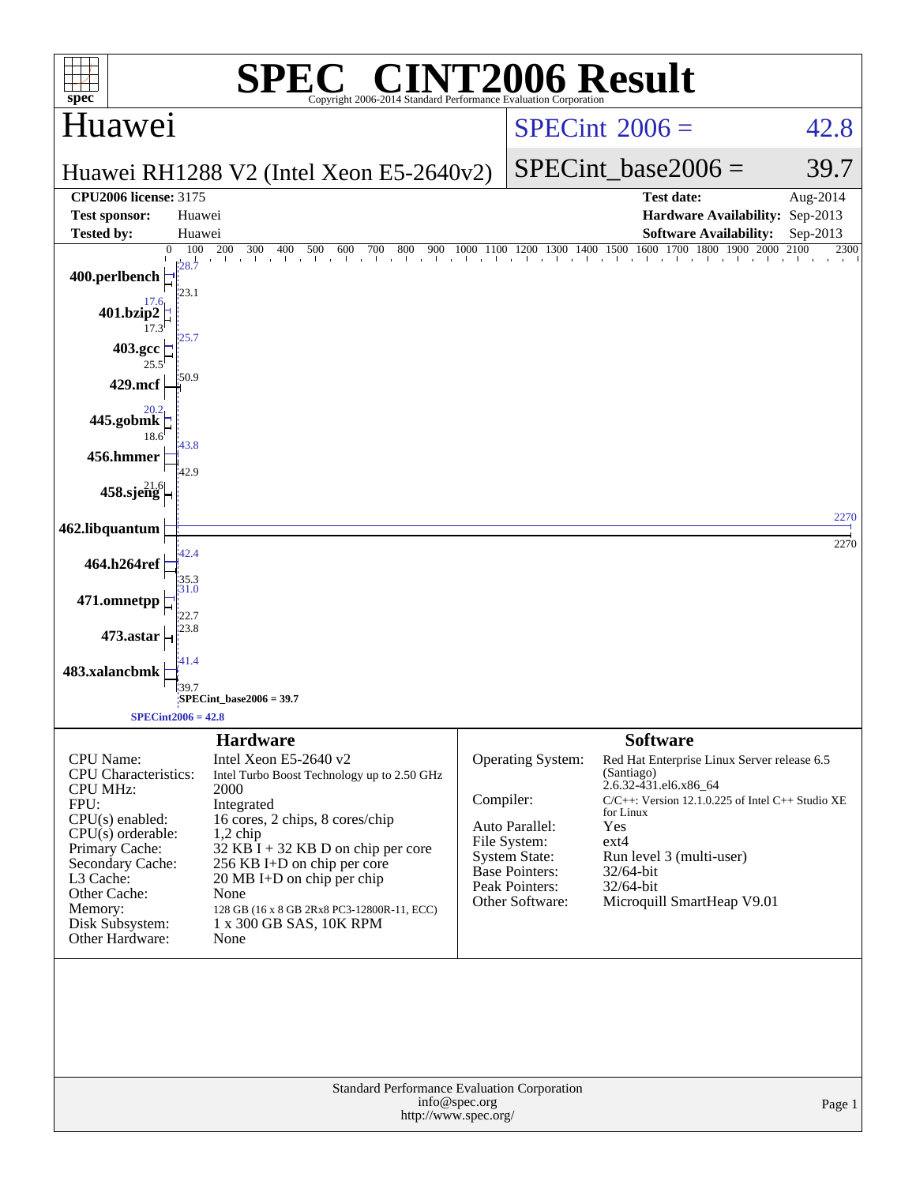# SPEC® CINT2006 Result

Copyright 2006-2014 Standard Performance Evaluation Corporation

## Huawei

**Huawei RH1288 V2 (Intel Xeon E5-2640v2)**

SPECint 2006 = 42.8

SPECint_base2006 = 39.7

| | | | |
|---|---|---|---|
| **CPU2006 license:** 3175 | | **Test date:** | Aug-2014 |
| **Test sponsor:** | Huawei | **Hardware Availability:** | Sep-2013 |
| **Tested by:** | Huawei | **Software Availability:** | Sep-2013 |

| Benchmark | Peak | Base |
|---|---|---|
| 400.perlbench | 28.7 | 23.1 |
| 401.bzip2 | 17.6 | 17.3 |
| 403.gcc | 25.7 | 25.5 |
| 429.mcf | | 50.9 |
| 445.gobmk | 20.2 | 18.6 |
| 456.hmmer | 43.8 | 42.9 |
| 458.sjeng | 21.6 | |
| 462.libquantum | 2270 | 2270 |
| 464.h264ref | 42.4 | 35.3 |
| 471.omnetpp | 31.0 | 22.7 |
| 473.astar | | 23.8 |
| 483.xalancbmk | 41.4 | 39.7 |

SPECint_base2006 = 39.7

SPECint2006 = 42.8

### Hardware

| | |
|---|---|
| CPU Name: | Intel Xeon E5-2640 v2 |
| CPU Characteristics: | Intel Turbo Boost Technology up to 2.50 GHz |
| CPU MHz: | 2000 |
| FPU: | Integrated |
| CPU(s) enabled: | 16 cores, 2 chips, 8 cores/chip |
| CPU(s) orderable: | 1,2 chip |
| Primary Cache: | 32 KB I + 32 KB D on chip per core |
| Secondary Cache: | 256 KB I+D on chip per core |
| L3 Cache: | 20 MB I+D on chip per chip |
| Other Cache: | None |
| Memory: | 128 GB (16 x 8 GB 2Rx8 PC3-12800R-11, ECC) |
| Disk Subsystem: | 1 x 300 GB SAS, 10K RPM |
| Other Hardware: | None |

### Software

| | |
|---|---|
| Operating System: | Red Hat Enterprise Linux Server release 6.5 (Santiago) 2.6.32-431.el6.x86_64 |
| Compiler: | C/C++: Version 12.1.0.225 of Intel C++ Studio XE for Linux |
| Auto Parallel: | Yes |
| File System: | ext4 |
| System State: | Run level 3 (multi-user) |
| Base Pointers: | 32/64-bit |
| Peak Pointers: | 32/64-bit |
| Other Software: | Microquill SmartHeap V9.01 |

Standard Performance Evaluation Corporation
info@spec.org
http://www.spec.org/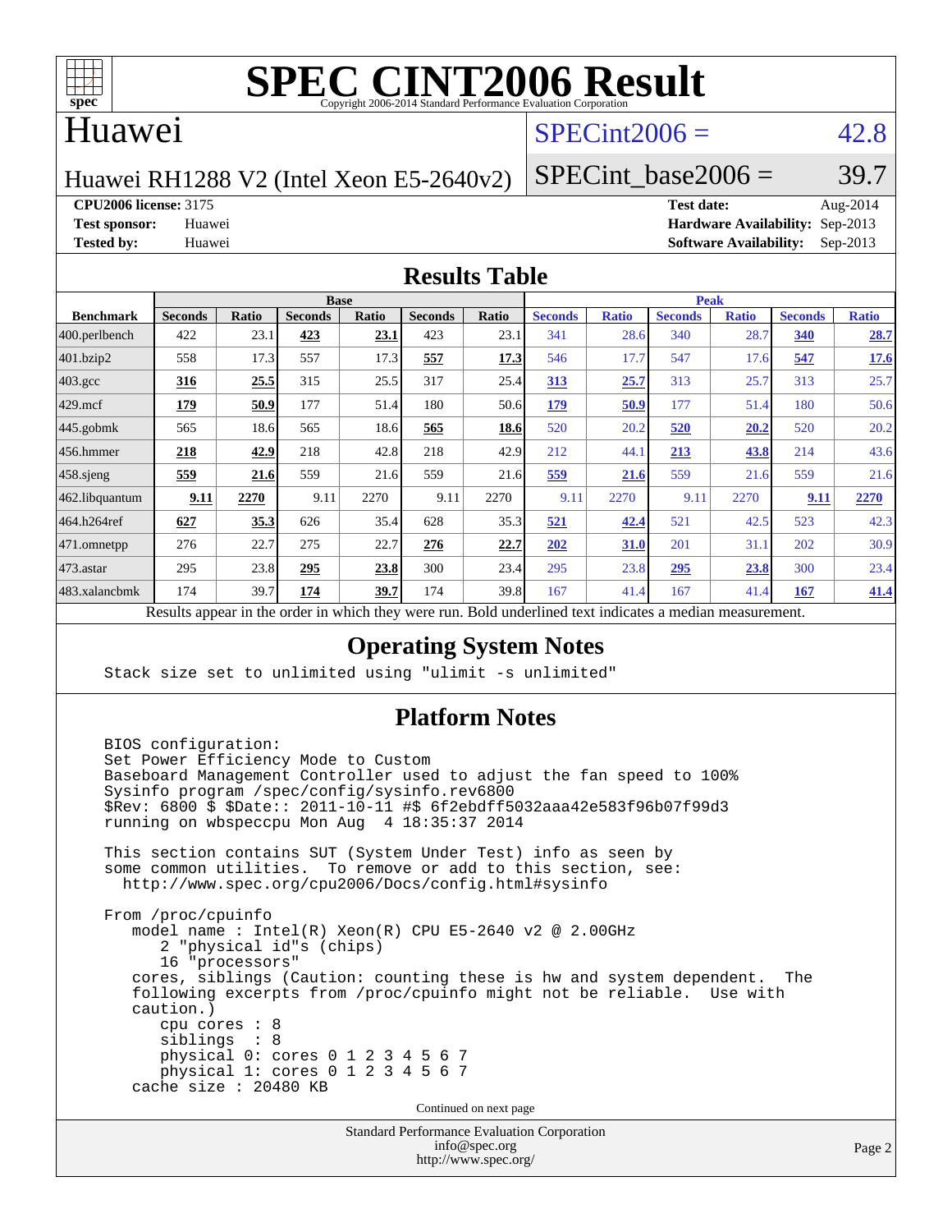# SPEC CINT2006 Result

Copyright 2006-2014 Standard Performance Evaluation Corporation

## Huawei

Huawei RH1288 V2 (Intel Xeon E5-2640v2)

SPECint2006 = 42.8

SPECint_base2006 = 39.7

| | | | |
|---|---|---|---|
| **CPU2006 license:** | 3175 | **Test date:** | Aug-2014 |
| **Test sponsor:** | Huawei | **Hardware Availability:** | Sep-2013 |
| **Tested by:** | Huawei | **Software Availability:** | Sep-2013 |

## Results Table

| Benchmark | Base | | | | | | Peak | | | | | |
|---|---|---|---|---|---|---|---|---|---|---|---|---|
| | Seconds | Ratio | Seconds | Ratio | Seconds | Ratio | Seconds | Ratio | Seconds | Ratio | Seconds | Ratio |
| 400.perlbench | 422 | 23.1 | **423** | **23.1** | 423 | 23.1 | 341 | 28.6 | 340 | 28.7 | **340** | **28.7** |
| 401.bzip2 | 558 | 17.3 | 557 | 17.3 | **557** | **17.3** | 546 | 17.7 | 547 | 17.6 | **547** | **17.6** |
| 403.gcc | **316** | **25.5** | 315 | 25.5 | 317 | 25.4 | **313** | **25.7** | 313 | 25.7 | 313 | 25.7 |
| 429.mcf | **179** | **50.9** | 177 | 51.4 | 180 | 50.6 | **179** | **50.9** | 177 | 51.4 | 180 | 50.6 |
| 445.gobmk | 565 | 18.6 | 565 | 18.6 | **565** | **18.6** | 520 | 20.2 | **520** | **20.2** | 520 | 20.2 |
| 456.hmmer | **218** | **42.9** | 218 | 42.8 | 218 | 42.9 | 212 | 44.1 | **213** | **43.8** | 214 | 43.6 |
| 458.sjeng | **559** | **21.6** | 559 | 21.6 | 559 | 21.6 | **559** | **21.6** | 559 | 21.6 | 559 | 21.6 |
| 462.libquantum | **9.11** | **2270** | 9.11 | 2270 | 9.11 | 2270 | 9.11 | 2270 | 9.11 | 2270 | **9.11** | **2270** |
| 464.h264ref | **627** | **35.3** | 626 | 35.4 | 628 | 35.3 | **521** | **42.4** | 521 | 42.5 | 523 | 42.3 |
| 471.omnetpp | 276 | 22.7 | 275 | 22.7 | **276** | **22.7** | **202** | **31.0** | 201 | 31.1 | 202 | 30.9 |
| 473.astar | 295 | 23.8 | **295** | **23.8** | 300 | 23.4 | 295 | 23.8 | **295** | **23.8** | 300 | 23.4 |
| 483.xalancbmk | 174 | 39.7 | **174** | **39.7** | 174 | 39.8 | 167 | 41.4 | 167 | 41.4 | **167** | **41.4** |

Results appear in the order in which they were run. Bold underlined text indicates a median measurement.

## Operating System Notes

```
Stack size set to unlimited using "ulimit -s unlimited"
```

## Platform Notes

```
BIOS configuration:
Set Power Efficiency Mode to Custom
Baseboard Management Controller used to adjust the fan speed to 100%
Sysinfo program /spec/config/sysinfo.rev6800
$Rev: 6800 $ $Date:: 2011-10-11 #$ 6f2ebdff5032aaa42e583f96b07f99d3
running on wbspeccpu Mon Aug  4 18:35:37 2014

This section contains SUT (System Under Test) info as seen by
some common utilities.  To remove or add to this section, see:
  http://www.spec.org/cpu2006/Docs/config.html#sysinfo

From /proc/cpuinfo
   model name : Intel(R) Xeon(R) CPU E5-2640 v2 @ 2.00GHz
      2 "physical id"s (chips)
      16 "processors"
   cores, siblings (Caution: counting these is hw and system dependent.  The
   following excerpts from /proc/cpuinfo might not be reliable.  Use with
   caution.)
      cpu cores : 8
      siblings  : 8
      physical 0: cores 0 1 2 3 4 5 6 7
      physical 1: cores 0 1 2 3 4 5 6 7
   cache size : 20480 KB
```

Continued on next page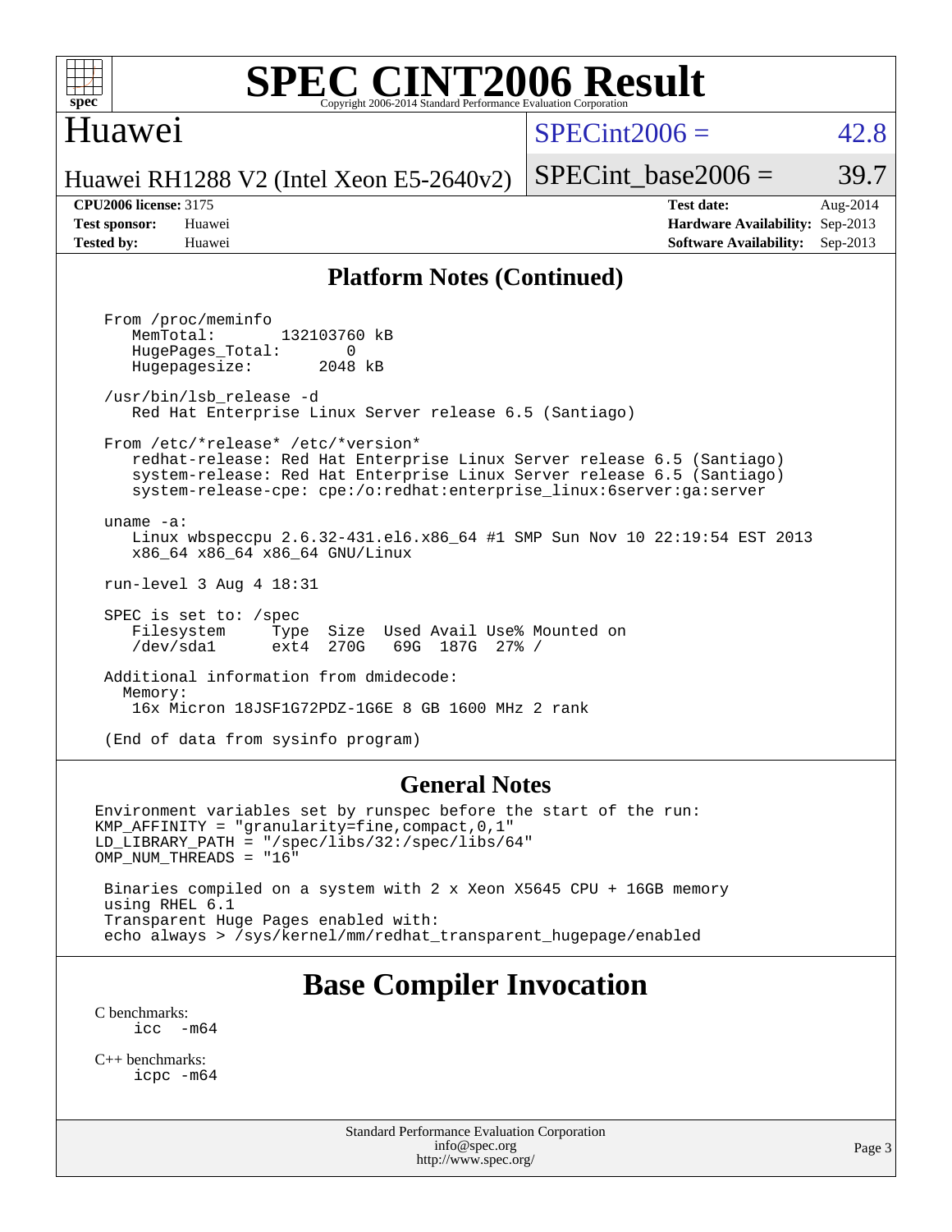# SPEC CINT2006 Result

Copyright 2006-2014 Standard Performance Evaluation Corporation

## Huawei

Huawei RH1288 V2 (Intel Xeon E5-2640v2)

SPECint2006 = 42.8

SPECint_base2006 = 39.7

**CPU2006 license:** 3175
**Test sponsor:** Huawei
**Tested by:** Huawei

**Test date:** Aug-2014
**Hardware Availability:** Sep-2013
**Software Availability:** Sep-2013

## Platform Notes (Continued)

```
From /proc/meminfo
   MemTotal:       132103760 kB
   HugePages_Total:       0
   Hugepagesize:       2048 kB

/usr/bin/lsb_release -d
   Red Hat Enterprise Linux Server release 6.5 (Santiago)

From /etc/*release* /etc/*version*
   redhat-release: Red Hat Enterprise Linux Server release 6.5 (Santiago)
   system-release: Red Hat Enterprise Linux Server release 6.5 (Santiago)
   system-release-cpe: cpe:/o:redhat:enterprise_linux:6server:ga:server

uname -a:
   Linux wbspeccpu 2.6.32-431.el6.x86_64 #1 SMP Sun Nov 10 22:19:54 EST 2013
   x86_64 x86_64 x86_64 GNU/Linux

run-level 3 Aug 4 18:31

SPEC is set to: /spec
   Filesystem     Type  Size  Used Avail Use% Mounted on
   /dev/sda1      ext4  270G   69G  187G  27% /

Additional information from dmidecode:
  Memory:
   16x Micron 18JSF1G72PDZ-1G6E 8 GB 1600 MHz 2 rank

(End of data from sysinfo program)
```

## General Notes

```
Environment variables set by runspec before the start of the run:
KMP_AFFINITY = "granularity=fine,compact,0,1"
LD_LIBRARY_PATH = "/spec/libs/32:/spec/libs/64"
OMP_NUM_THREADS = "16"

 Binaries compiled on a system with 2 x Xeon X5645 CPU + 16GB memory
 using RHEL 6.1
 Transparent Huge Pages enabled with:
 echo always > /sys/kernel/mm/redhat_transparent_hugepage/enabled
```

## Base Compiler Invocation

C benchmarks:
```
icc  -m64
```

C++ benchmarks:
```
icpc -m64
```

Standard Performance Evaluation Corporation
info@spec.org
http://www.spec.org/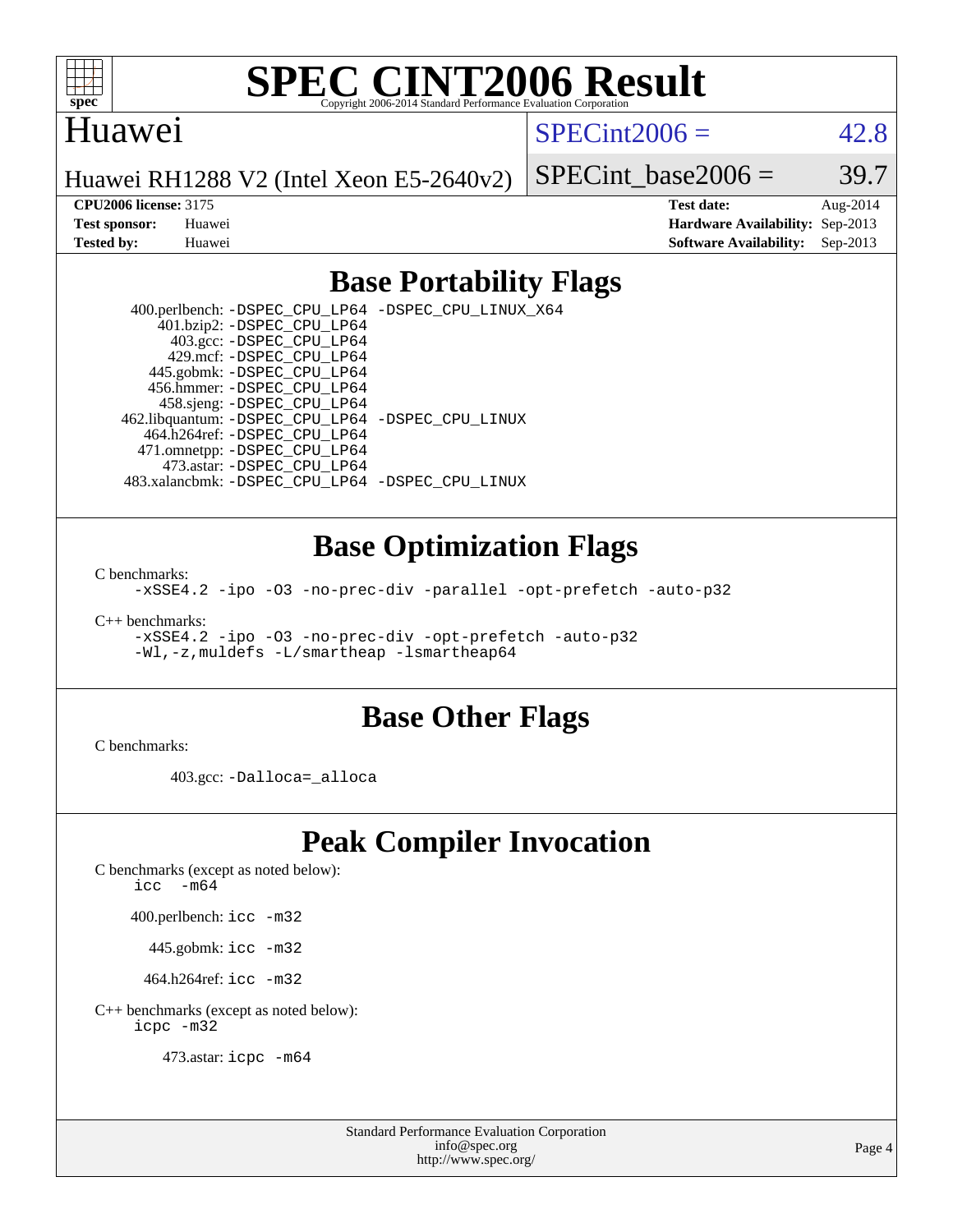# Base Portability Flags

400.perlbench: -DSPEC_CPU_LP64 -DSPEC_CPU_LINUX_X64
401.bzip2: -DSPEC_CPU_LP64
403.gcc: -DSPEC_CPU_LP64
429.mcf: -DSPEC_CPU_LP64
445.gobmk: -DSPEC_CPU_LP64
456.hmmer: -DSPEC_CPU_LP64
458.sjeng: -DSPEC_CPU_LP64
462.libquantum: -DSPEC_CPU_LP64 -DSPEC_CPU_LINUX
464.h264ref: -DSPEC_CPU_LP64
471.omnetpp: -DSPEC_CPU_LP64
473.astar: -DSPEC_CPU_LP64
483.xalancbmk: -DSPEC_CPU_LP64 -DSPEC_CPU_LINUX

# Base Optimization Flags

C benchmarks:
-xSSE4.2 -ipo -O3 -no-prec-div -parallel -opt-prefetch -auto-p32

C++ benchmarks:
-xSSE4.2 -ipo -O3 -no-prec-div -opt-prefetch -auto-p32
-Wl,-z,muldefs -L/smartheap -lsmartheap64

# Base Other Flags

C benchmarks:

403.gcc: -Dalloca=_alloca

# Peak Compiler Invocation

C benchmarks (except as noted below):
icc -m64

400.perlbench: icc -m32

445.gobmk: icc -m32

464.h264ref: icc -m32

C++ benchmarks (except as noted below):
icpc -m32

473.astar: icpc -m64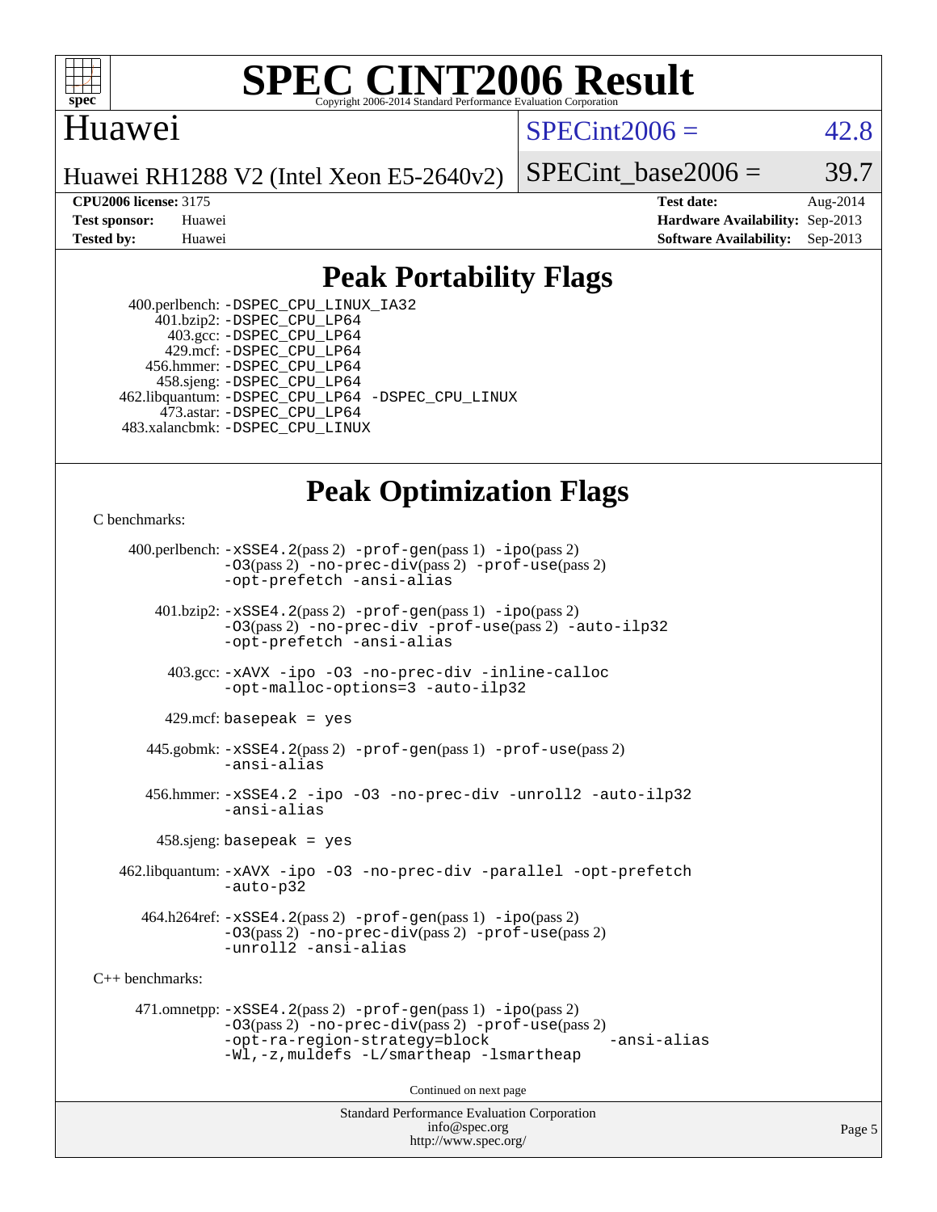# SPEC CINT2006 Result

Copyright 2006-2014 Standard Performance Evaluation Corporation

## Huawei

Huawei RH1288 V2 (Intel Xeon E5-2640v2)

SPECint2006 = 42.8

SPECint_base2006 = 39.7

**CPU2006 license:** 3175
**Test sponsor:** Huawei
**Tested by:** Huawei

**Test date:** Aug-2014
**Hardware Availability:** Sep-2013
**Software Availability:** Sep-2013

## Peak Portability Flags

400.perlbench: -DSPEC_CPU_LINUX_IA32
401.bzip2: -DSPEC_CPU_LP64
403.gcc: -DSPEC_CPU_LP64
429.mcf: -DSPEC_CPU_LP64
456.hmmer: -DSPEC_CPU_LP64
458.sjeng: -DSPEC_CPU_LP64
462.libquantum: -DSPEC_CPU_LP64 -DSPEC_CPU_LINUX
473.astar: -DSPEC_CPU_LP64
483.xalancbmk: -DSPEC_CPU_LINUX

## Peak Optimization Flags

C benchmarks:

400.perlbench: -xSSE4.2(pass 2) -prof-gen(pass 1) -ipo(pass 2) -O3(pass 2) -no-prec-div(pass 2) -prof-use(pass 2) -opt-prefetch -ansi-alias

401.bzip2: -xSSE4.2(pass 2) -prof-gen(pass 1) -ipo(pass 2) -O3(pass 2) -no-prec-div -prof-use(pass 2) -auto-ilp32 -opt-prefetch -ansi-alias

403.gcc: -xAVX -ipo -O3 -no-prec-div -inline-calloc -opt-malloc-options=3 -auto-ilp32

429.mcf: basepeak = yes

445.gobmk: -xSSE4.2(pass 2) -prof-gen(pass 1) -prof-use(pass 2) -ansi-alias

456.hmmer: -xSSE4.2 -ipo -O3 -no-prec-div -unroll2 -auto-ilp32 -ansi-alias

458.sjeng: basepeak = yes

462.libquantum: -xAVX -ipo -O3 -no-prec-div -parallel -opt-prefetch -auto-p32

464.h264ref: -xSSE4.2(pass 2) -prof-gen(pass 1) -ipo(pass 2) -O3(pass 2) -no-prec-div(pass 2) -prof-use(pass 2) -unroll2 -ansi-alias

C++ benchmarks:

471.omnetpp: -xSSE4.2(pass 2) -prof-gen(pass 1) -ipo(pass 2) -O3(pass 2) -no-prec-div(pass 2) -prof-use(pass 2) -opt-ra-region-strategy=block -ansi-alias -Wl,-z,muldefs -L/smartheap -lsmartheap

Continued on next page

Standard Performance Evaluation Corporation
info@spec.org
http://www.spec.org/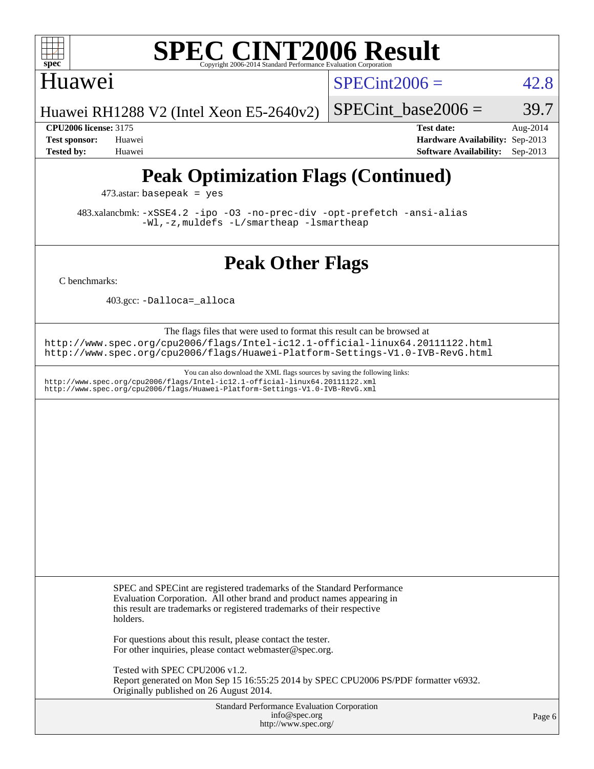# Peak Optimization Flags (Continued)

473.astar: basepeak = yes

483.xalancbmk: -xSSE4.2 -ipo -O3 -no-prec-div -opt-prefetch -ansi-alias -Wl,-z,muldefs -L/smartheap -lsmartheap

# Peak Other Flags

C benchmarks:

403.gcc: -Dalloca=_alloca

The flags files that were used to format this result can be browsed at
http://www.spec.org/cpu2006/flags/Intel-ic12.1-official-linux64.20111122.html
http://www.spec.org/cpu2006/flags/Huawei-Platform-Settings-V1.0-IVB-RevG.html

You can also download the XML flags sources by saving the following links:
http://www.spec.org/cpu2006/flags/Intel-ic12.1-official-linux64.20111122.xml
http://www.spec.org/cpu2006/flags/Huawei-Platform-Settings-V1.0-IVB-RevG.xml

SPEC and SPECint are registered trademarks of the Standard Performance Evaluation Corporation. All other brand and product names appearing in this result are trademarks or registered trademarks of their respective holders.

For questions about this result, please contact the tester.
For other inquiries, please contact webmaster@spec.org.

Tested with SPEC CPU2006 v1.2.
Report generated on Mon Sep 15 16:55:25 2014 by SPEC CPU2006 PS/PDF formatter v6932.
Originally published on 26 August 2014.